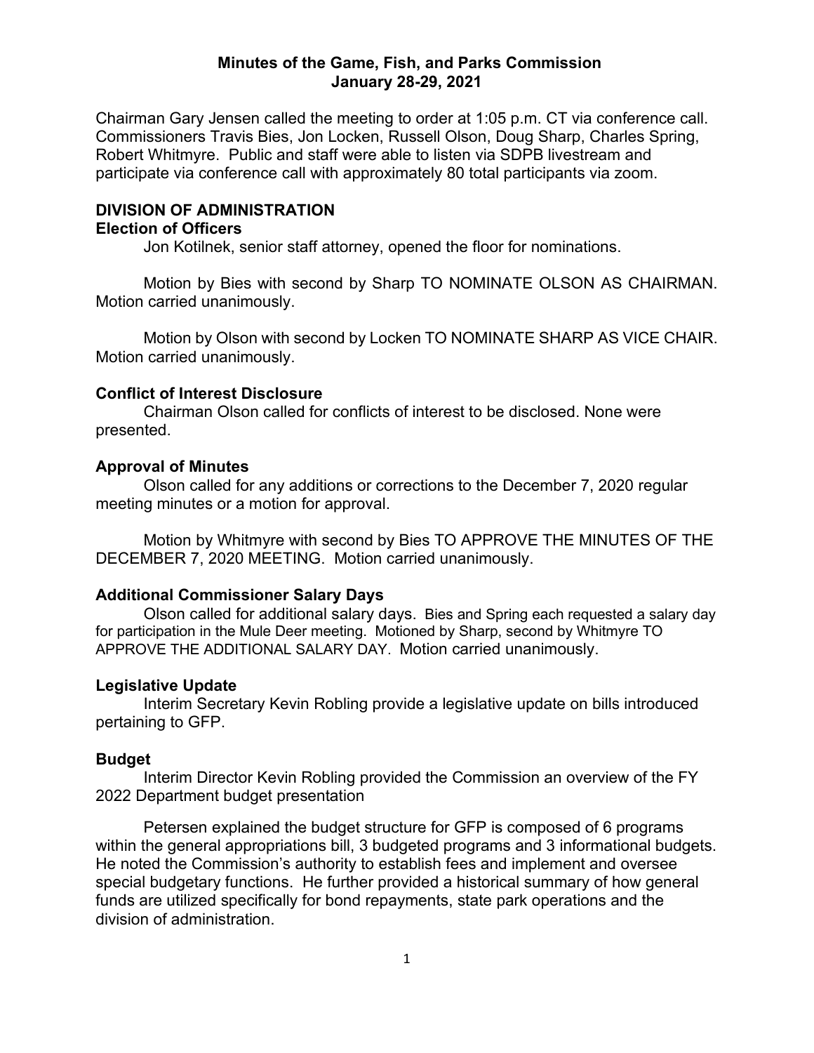# Minutes of the Game, Fish, and Parks Commission
## January 28-29, 2021

Chairman Gary Jensen called the meeting to order at 1:05 p.m. CT via conference call. Commissioners Travis Bies, Jon Locken, Russell Olson, Doug Sharp, Charles Spring, Robert Whitmyre. Public and staff were able to listen via SDPB livestream and participate via conference call with approximately 80 total participants via zoom.

## DIVISION OF ADMINISTRATION

### Election of Officers

Jon Kotilnek, senior staff attorney, opened the floor for nominations.

Motion by Bies with second by Sharp TO NOMINATE OLSON AS CHAIRMAN. Motion carried unanimously.

Motion by Olson with second by Locken TO NOMINATE SHARP AS VICE CHAIR. Motion carried unanimously.

### Conflict of Interest Disclosure

Chairman Olson called for conflicts of interest to be disclosed. None were presented.

### Approval of Minutes

Olson called for any additions or corrections to the December 7, 2020 regular meeting minutes or a motion for approval.

Motion by Whitmyre with second by Bies TO APPROVE THE MINUTES OF THE DECEMBER 7, 2020 MEETING. Motion carried unanimously.

### Additional Commissioner Salary Days

Olson called for additional salary days. Bies and Spring each requested a salary day for participation in the Mule Deer meeting. Motioned by Sharp, second by Whitmyre TO APPROVE THE ADDITIONAL SALARY DAY. Motion carried unanimously.

### Legislative Update

Interim Secretary Kevin Robling provide a legislative update on bills introduced pertaining to GFP.

### Budget

Interim Director Kevin Robling provided the Commission an overview of the FY 2022 Department budget presentation

Petersen explained the budget structure for GFP is composed of 6 programs within the general appropriations bill, 3 budgeted programs and 3 informational budgets. He noted the Commission's authority to establish fees and implement and oversee special budgetary functions. He further provided a historical summary of how general funds are utilized specifically for bond repayments, state park operations and the division of administration.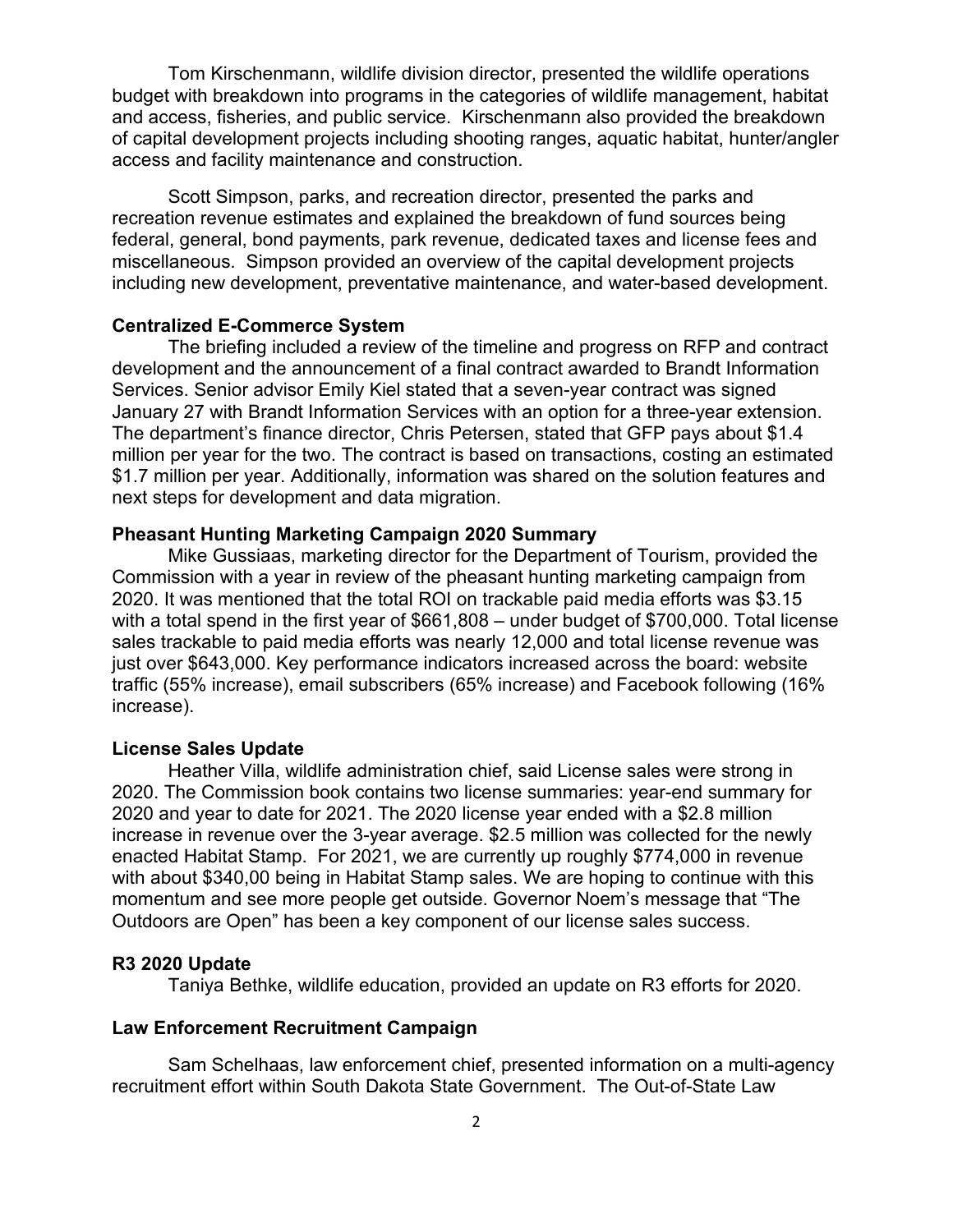Tom Kirschenmann, wildlife division director, presented the wildlife operations budget with breakdown into programs in the categories of wildlife management, habitat and access, fisheries, and public service. Kirschenmann also provided the breakdown of capital development projects including shooting ranges, aquatic habitat, hunter/angler access and facility maintenance and construction.

Scott Simpson, parks, and recreation director, presented the parks and recreation revenue estimates and explained the breakdown of fund sources being federal, general, bond payments, park revenue, dedicated taxes and license fees and miscellaneous. Simpson provided an overview of the capital development projects including new development, preventative maintenance, and water-based development.

**Centralized E-Commerce System**

The briefing included a review of the timeline and progress on RFP and contract development and the announcement of a final contract awarded to Brandt Information Services. Senior advisor Emily Kiel stated that a seven-year contract was signed January 27 with Brandt Information Services with an option for a three-year extension. The department's finance director, Chris Petersen, stated that GFP pays about $1.4 million per year for the two. The contract is based on transactions, costing an estimated $1.7 million per year. Additionally, information was shared on the solution features and next steps for development and data migration.

**Pheasant Hunting Marketing Campaign 2020 Summary**

Mike Gussiaas, marketing director for the Department of Tourism, provided the Commission with a year in review of the pheasant hunting marketing campaign from 2020. It was mentioned that the total ROI on trackable paid media efforts was $3.15 with a total spend in the first year of $661,808 – under budget of $700,000. Total license sales trackable to paid media efforts was nearly 12,000 and total license revenue was just over $643,000. Key performance indicators increased across the board: website traffic (55% increase), email subscribers (65% increase) and Facebook following (16% increase).

**License Sales Update**

Heather Villa, wildlife administration chief, said License sales were strong in 2020. The Commission book contains two license summaries: year-end summary for 2020 and year to date for 2021. The 2020 license year ended with a $2.8 million increase in revenue over the 3-year average. $2.5 million was collected for the newly enacted Habitat Stamp. For 2021, we are currently up roughly $774,000 in revenue with about $340,00 being in Habitat Stamp sales. We are hoping to continue with this momentum and see more people get outside. Governor Noem's message that "The Outdoors are Open" has been a key component of our license sales success.

**R3 2020 Update**

Taniya Bethke, wildlife education, provided an update on R3 efforts for 2020.

**Law Enforcement Recruitment Campaign**

Sam Schelhaas, law enforcement chief, presented information on a multi-agency recruitment effort within South Dakota State Government. The Out-of-State Law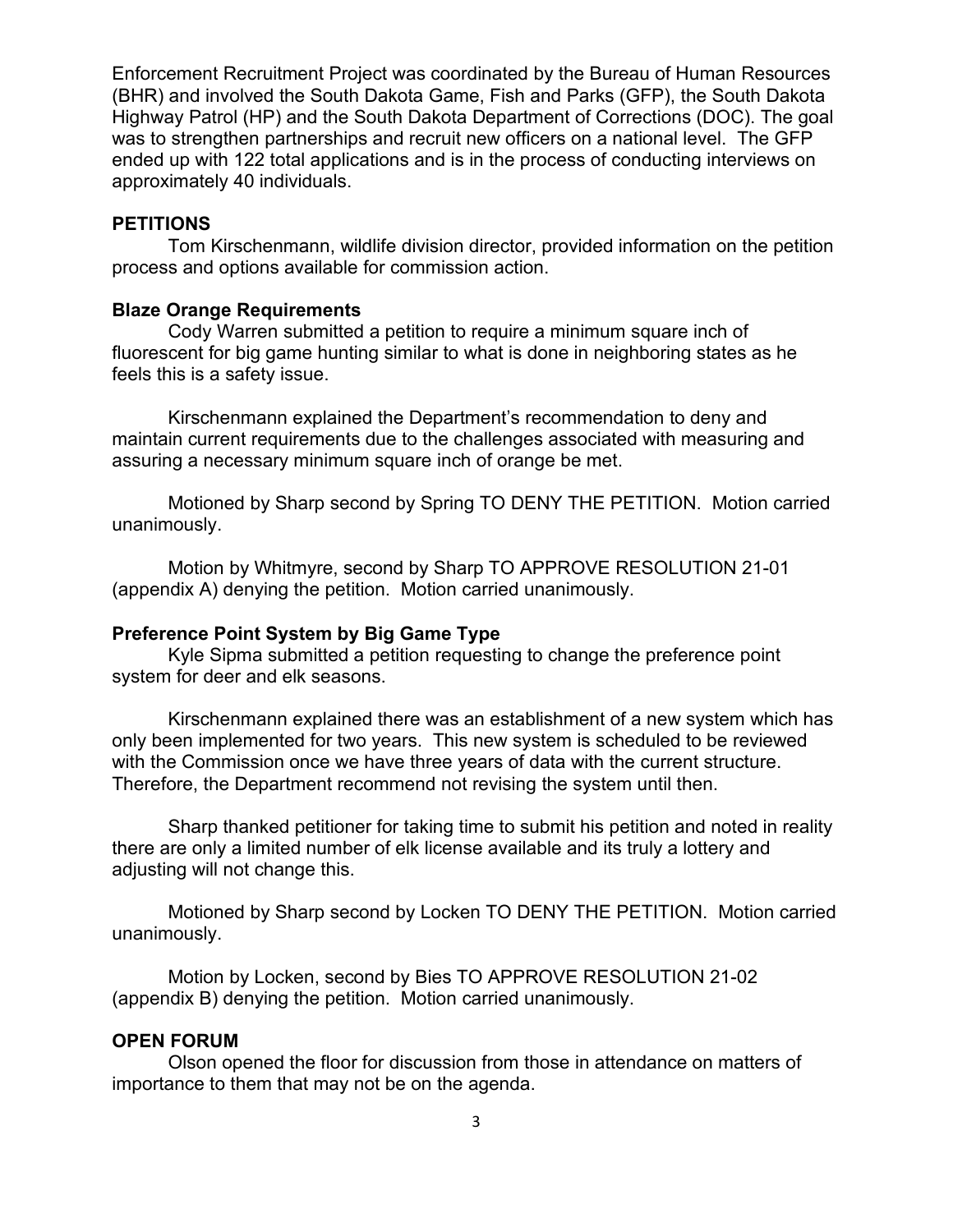Enforcement Recruitment Project was coordinated by the Bureau of Human Resources (BHR) and involved the South Dakota Game, Fish and Parks (GFP), the South Dakota Highway Patrol (HP) and the South Dakota Department of Corrections (DOC). The goal was to strengthen partnerships and recruit new officers on a national level. The GFP ended up with 122 total applications and is in the process of conducting interviews on approximately 40 individuals.

## PETITIONS

Tom Kirschenmann, wildlife division director, provided information on the petition process and options available for commission action.

### Blaze Orange Requirements

Cody Warren submitted a petition to require a minimum square inch of fluorescent for big game hunting similar to what is done in neighboring states as he feels this is a safety issue.

Kirschenmann explained the Department's recommendation to deny and maintain current requirements due to the challenges associated with measuring and assuring a necessary minimum square inch of orange be met.

Motioned by Sharp second by Spring TO DENY THE PETITION. Motion carried unanimously.

Motion by Whitmyre, second by Sharp TO APPROVE RESOLUTION 21-01 (appendix A) denying the petition. Motion carried unanimously.

### Preference Point System by Big Game Type

Kyle Sipma submitted a petition requesting to change the preference point system for deer and elk seasons.

Kirschenmann explained there was an establishment of a new system which has only been implemented for two years. This new system is scheduled to be reviewed with the Commission once we have three years of data with the current structure. Therefore, the Department recommend not revising the system until then.

Sharp thanked petitioner for taking time to submit his petition and noted in reality there are only a limited number of elk license available and its truly a lottery and adjusting will not change this.

Motioned by Sharp second by Locken TO DENY THE PETITION. Motion carried unanimously.

Motion by Locken, second by Bies TO APPROVE RESOLUTION 21-02 (appendix B) denying the petition. Motion carried unanimously.

## OPEN FORUM

Olson opened the floor for discussion from those in attendance on matters of importance to them that may not be on the agenda.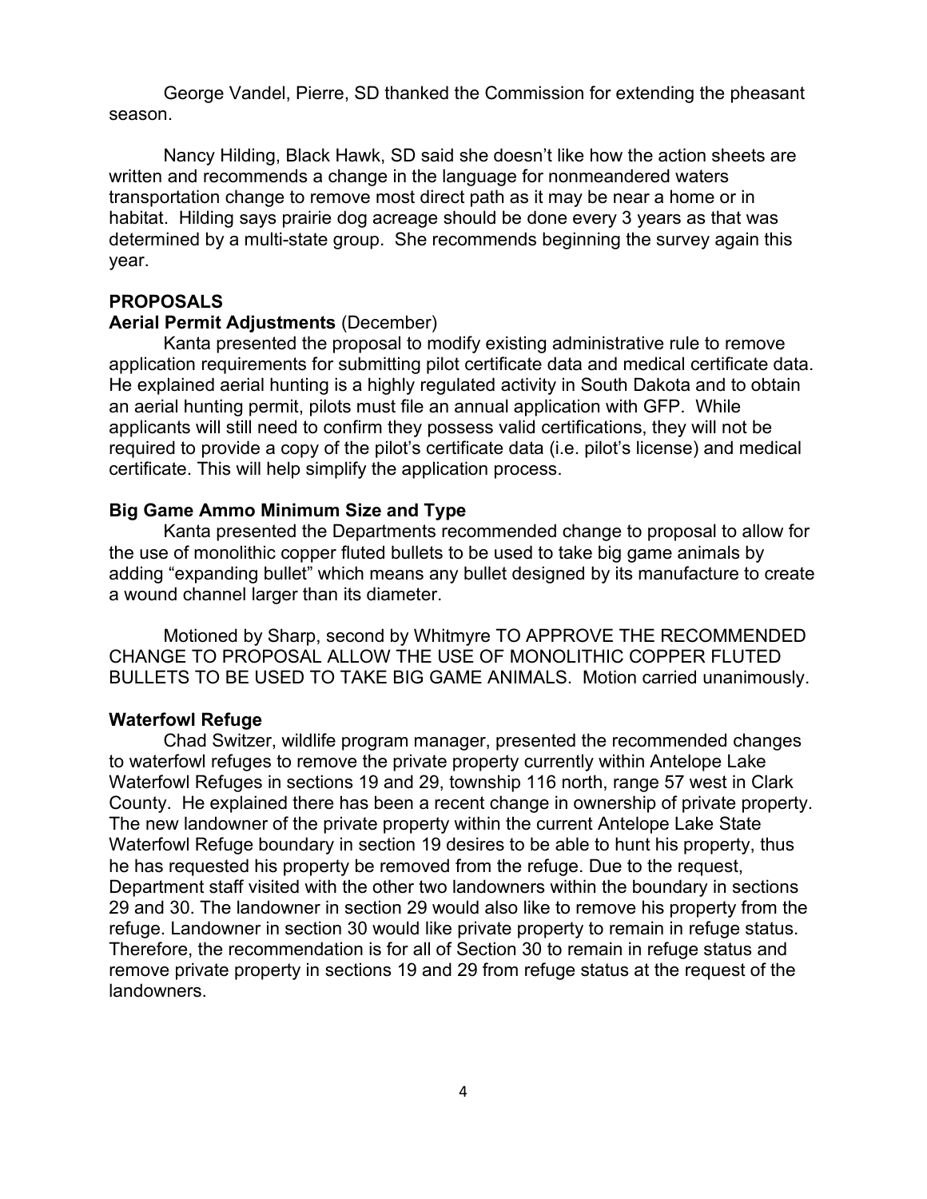George Vandel, Pierre, SD thanked the Commission for extending the pheasant season.

Nancy Hilding, Black Hawk, SD said she doesn't like how the action sheets are written and recommends a change in the language for nonmeandered waters transportation change to remove most direct path as it may be near a home or in habitat. Hilding says prairie dog acreage should be done every 3 years as that was determined by a multi-state group. She recommends beginning the survey again this year.

## PROPOSALS

### Aerial Permit Adjustments (December)

Kanta presented the proposal to modify existing administrative rule to remove application requirements for submitting pilot certificate data and medical certificate data. He explained aerial hunting is a highly regulated activity in South Dakota and to obtain an aerial hunting permit, pilots must file an annual application with GFP. While applicants will still need to confirm they possess valid certifications, they will not be required to provide a copy of the pilot's certificate data (i.e. pilot's license) and medical certificate. This will help simplify the application process.

### Big Game Ammo Minimum Size and Type

Kanta presented the Departments recommended change to proposal to allow for the use of monolithic copper fluted bullets to be used to take big game animals by adding "expanding bullet" which means any bullet designed by its manufacture to create a wound channel larger than its diameter.

Motioned by Sharp, second by Whitmyre TO APPROVE THE RECOMMENDED CHANGE TO PROPOSAL ALLOW THE USE OF MONOLITHIC COPPER FLUTED BULLETS TO BE USED TO TAKE BIG GAME ANIMALS. Motion carried unanimously.

### Waterfowl Refuge

Chad Switzer, wildlife program manager, presented the recommended changes to waterfowl refuges to remove the private property currently within Antelope Lake Waterfowl Refuges in sections 19 and 29, township 116 north, range 57 west in Clark County. He explained there has been a recent change in ownership of private property. The new landowner of the private property within the current Antelope Lake State Waterfowl Refuge boundary in section 19 desires to be able to hunt his property, thus he has requested his property be removed from the refuge. Due to the request, Department staff visited with the other two landowners within the boundary in sections 29 and 30. The landowner in section 29 would also like to remove his property from the refuge. Landowner in section 30 would like private property to remain in refuge status. Therefore, the recommendation is for all of Section 30 to remain in refuge status and remove private property in sections 19 and 29 from refuge status at the request of the landowners.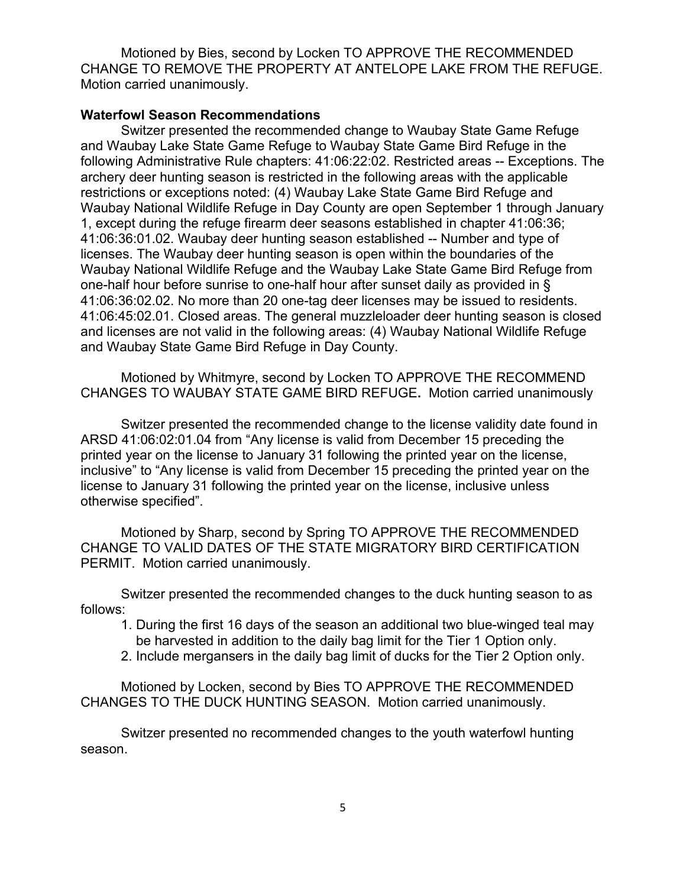Motioned by Bies, second by Locken TO APPROVE THE RECOMMENDED CHANGE TO REMOVE THE PROPERTY AT ANTELOPE LAKE FROM THE REFUGE. Motion carried unanimously.

**Waterfowl Season Recommendations**

Switzer presented the recommended change to Waubay State Game Refuge and Waubay Lake State Game Refuge to Waubay State Game Bird Refuge in the following Administrative Rule chapters: 41:06:22:02. Restricted areas -- Exceptions. The archery deer hunting season is restricted in the following areas with the applicable restrictions or exceptions noted: (4) Waubay Lake State Game Bird Refuge and Waubay National Wildlife Refuge in Day County are open September 1 through January 1, except during the refuge firearm deer seasons established in chapter 41:06:36; 41:06:36:01.02. Waubay deer hunting season established -- Number and type of licenses. The Waubay deer hunting season is open within the boundaries of the Waubay National Wildlife Refuge and the Waubay Lake State Game Bird Refuge from one-half hour before sunrise to one-half hour after sunset daily as provided in § 41:06:36:02.02. No more than 20 one-tag deer licenses may be issued to residents. 41:06:45:02.01. Closed areas. The general muzzleloader deer hunting season is closed and licenses are not valid in the following areas: (4) Waubay National Wildlife Refuge and Waubay State Game Bird Refuge in Day County.

Motioned by Whitmyre, second by Locken TO APPROVE THE RECOMMEND CHANGES TO WAUBAY STATE GAME BIRD REFUGE**.** Motion carried unanimously

Switzer presented the recommended change to the license validity date found in ARSD 41:06:02:01.04 from "Any license is valid from December 15 preceding the printed year on the license to January 31 following the printed year on the license, inclusive" to "Any license is valid from December 15 preceding the printed year on the license to January 31 following the printed year on the license, inclusive unless otherwise specified".

Motioned by Sharp, second by Spring TO APPROVE THE RECOMMENDED CHANGE TO VALID DATES OF THE STATE MIGRATORY BIRD CERTIFICATION PERMIT. Motion carried unanimously.

Switzer presented the recommended changes to the duck hunting season to as follows:

1. During the first 16 days of the season an additional two blue-winged teal may be harvested in addition to the daily bag limit for the Tier 1 Option only.
2. Include mergansers in the daily bag limit of ducks for the Tier 2 Option only.

Motioned by Locken, second by Bies TO APPROVE THE RECOMMENDED CHANGES TO THE DUCK HUNTING SEASON. Motion carried unanimously.

Switzer presented no recommended changes to the youth waterfowl hunting season.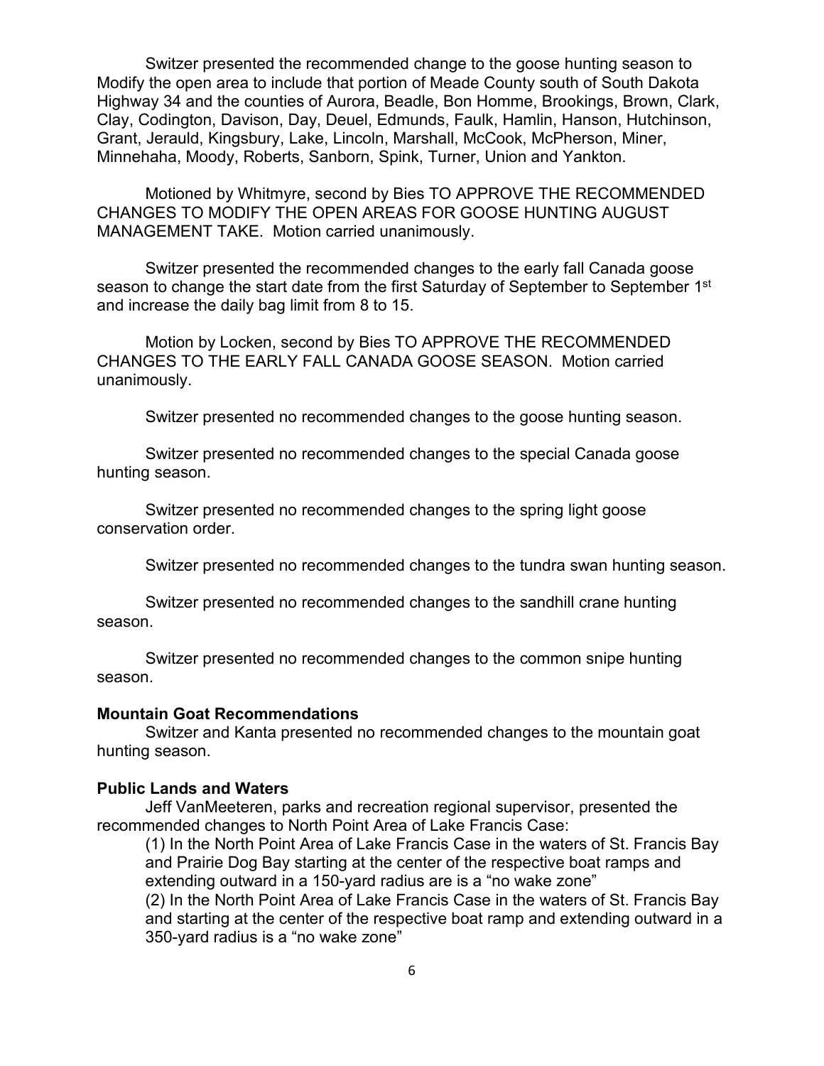Switzer presented the recommended change to the goose hunting season to Modify the open area to include that portion of Meade County south of South Dakota Highway 34 and the counties of Aurora, Beadle, Bon Homme, Brookings, Brown, Clark, Clay, Codington, Davison, Day, Deuel, Edmunds, Faulk, Hamlin, Hanson, Hutchinson, Grant, Jerauld, Kingsbury, Lake, Lincoln, Marshall, McCook, McPherson, Miner, Minnehaha, Moody, Roberts, Sanborn, Spink, Turner, Union and Yankton.

Motioned by Whitmyre, second by Bies TO APPROVE THE RECOMMENDED CHANGES TO MODIFY THE OPEN AREAS FOR GOOSE HUNTING AUGUST MANAGEMENT TAKE. Motion carried unanimously.

Switzer presented the recommended changes to the early fall Canada goose season to change the start date from the first Saturday of September to September 1st and increase the daily bag limit from 8 to 15.

Motion by Locken, second by Bies TO APPROVE THE RECOMMENDED CHANGES TO THE EARLY FALL CANADA GOOSE SEASON. Motion carried unanimously.

Switzer presented no recommended changes to the goose hunting season.

Switzer presented no recommended changes to the special Canada goose hunting season.

Switzer presented no recommended changes to the spring light goose conservation order.

Switzer presented no recommended changes to the tundra swan hunting season.

Switzer presented no recommended changes to the sandhill crane hunting season.

Switzer presented no recommended changes to the common snipe hunting season.

**Mountain Goat Recommendations**

Switzer and Kanta presented no recommended changes to the mountain goat hunting season.

**Public Lands and Waters**

Jeff VanMeeteren, parks and recreation regional supervisor, presented the recommended changes to North Point Area of Lake Francis Case:

(1) In the North Point Area of Lake Francis Case in the waters of St. Francis Bay and Prairie Dog Bay starting at the center of the respective boat ramps and extending outward in a 150-yard radius are is a "no wake zone"

(2) In the North Point Area of Lake Francis Case in the waters of St. Francis Bay and starting at the center of the respective boat ramp and extending outward in a 350-yard radius is a "no wake zone"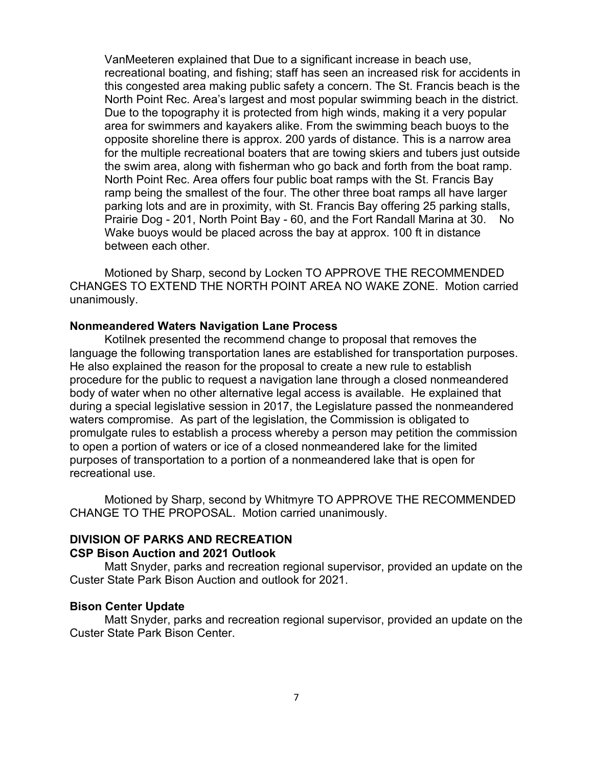VanMeeteren explained that Due to a significant increase in beach use, recreational boating, and fishing; staff has seen an increased risk for accidents in this congested area making public safety a concern. The St. Francis beach is the North Point Rec. Area's largest and most popular swimming beach in the district. Due to the topography it is protected from high winds, making it a very popular area for swimmers and kayakers alike. From the swimming beach buoys to the opposite shoreline there is approx. 200 yards of distance. This is a narrow area for the multiple recreational boaters that are towing skiers and tubers just outside the swim area, along with fisherman who go back and forth from the boat ramp. North Point Rec. Area offers four public boat ramps with the St. Francis Bay ramp being the smallest of the four. The other three boat ramps all have larger parking lots and are in proximity, with St. Francis Bay offering 25 parking stalls, Prairie Dog - 201, North Point Bay - 60, and the Fort Randall Marina at 30. No Wake buoys would be placed across the bay at approx. 100 ft in distance between each other.

Motioned by Sharp, second by Locken TO APPROVE THE RECOMMENDED CHANGES TO EXTEND THE NORTH POINT AREA NO WAKE ZONE. Motion carried unanimously.

**Nonmeandered Waters Navigation Lane Process**

Kotilnek presented the recommend change to proposal that removes the language the following transportation lanes are established for transportation purposes. He also explained the reason for the proposal to create a new rule to establish procedure for the public to request a navigation lane through a closed nonmeandered body of water when no other alternative legal access is available. He explained that during a special legislative session in 2017, the Legislature passed the nonmeandered waters compromise. As part of the legislation, the Commission is obligated to promulgate rules to establish a process whereby a person may petition the commission to open a portion of waters or ice of a closed nonmeandered lake for the limited purposes of transportation to a portion of a nonmeandered lake that is open for recreational use.

Motioned by Sharp, second by Whitmyre TO APPROVE THE RECOMMENDED CHANGE TO THE PROPOSAL. Motion carried unanimously.

## DIVISION OF PARKS AND RECREATION

**CSP Bison Auction and 2021 Outlook**

Matt Snyder, parks and recreation regional supervisor, provided an update on the Custer State Park Bison Auction and outlook for 2021.

**Bison Center Update**

Matt Snyder, parks and recreation regional supervisor, provided an update on the Custer State Park Bison Center.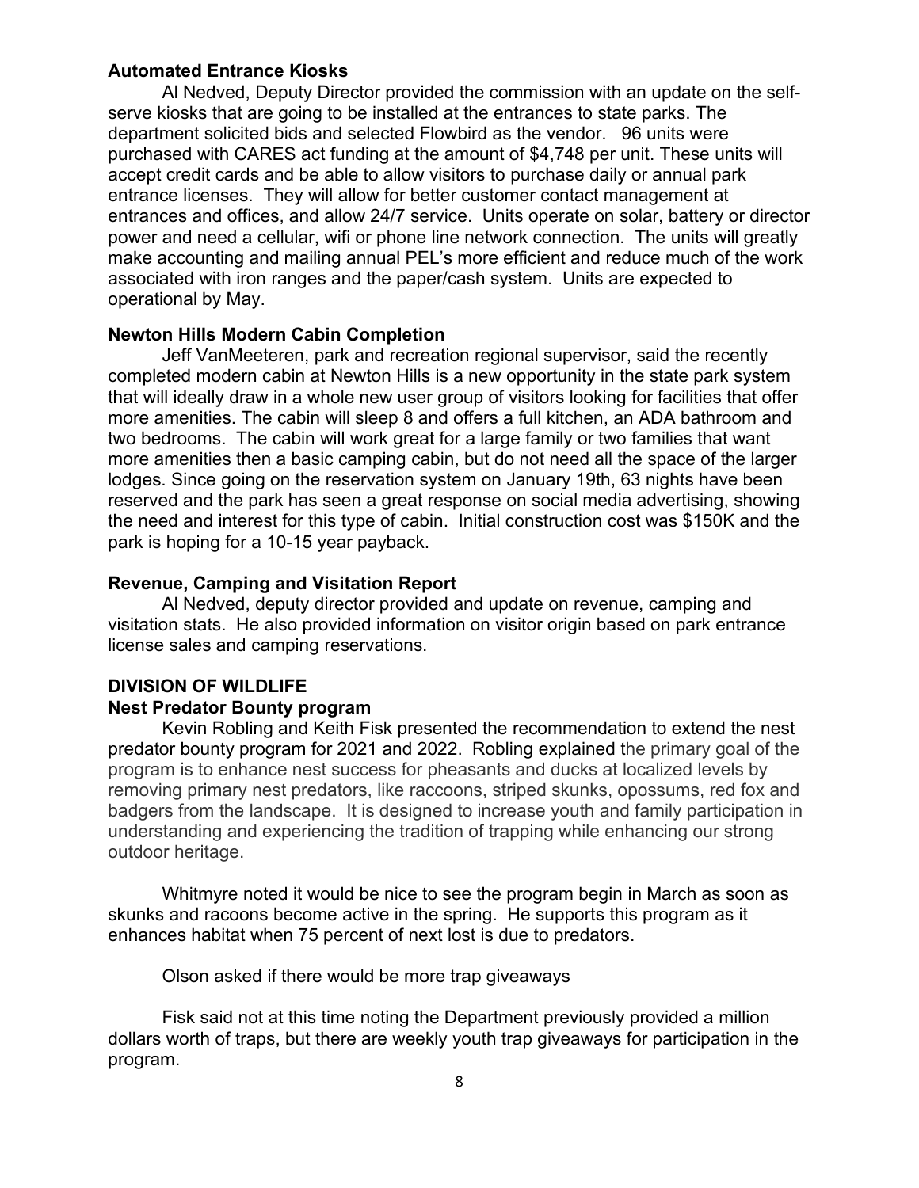**Automated Entrance Kiosks**

Al Nedved, Deputy Director provided the commission with an update on the self-serve kiosks that are going to be installed at the entrances to state parks. The department solicited bids and selected Flowbird as the vendor. 96 units were purchased with CARES act funding at the amount of $4,748 per unit. These units will accept credit cards and be able to allow visitors to purchase daily or annual park entrance licenses. They will allow for better customer contact management at entrances and offices, and allow 24/7 service. Units operate on solar, battery or director power and need a cellular, wifi or phone line network connection. The units will greatly make accounting and mailing annual PEL's more efficient and reduce much of the work associated with iron ranges and the paper/cash system. Units are expected to operational by May.

**Newton Hills Modern Cabin Completion**

Jeff VanMeeteren, park and recreation regional supervisor, said the recently completed modern cabin at Newton Hills is a new opportunity in the state park system that will ideally draw in a whole new user group of visitors looking for facilities that offer more amenities. The cabin will sleep 8 and offers a full kitchen, an ADA bathroom and two bedrooms. The cabin will work great for a large family or two families that want more amenities then a basic camping cabin, but do not need all the space of the larger lodges. Since going on the reservation system on January 19th, 63 nights have been reserved and the park has seen a great response on social media advertising, showing the need and interest for this type of cabin. Initial construction cost was $150K and the park is hoping for a 10-15 year payback.

**Revenue, Camping and Visitation Report**

Al Nedved, deputy director provided and update on revenue, camping and visitation stats. He also provided information on visitor origin based on park entrance license sales and camping reservations.

**DIVISION OF WILDLIFE**

**Nest Predator Bounty program**

Kevin Robling and Keith Fisk presented the recommendation to extend the nest predator bounty program for 2021 and 2022. Robling explained the primary goal of the program is to enhance nest success for pheasants and ducks at localized levels by removing primary nest predators, like raccoons, striped skunks, opossums, red fox and badgers from the landscape. It is designed to increase youth and family participation in understanding and experiencing the tradition of trapping while enhancing our strong outdoor heritage.

Whitmyre noted it would be nice to see the program begin in March as soon as skunks and racoons become active in the spring. He supports this program as it enhances habitat when 75 percent of next lost is due to predators.

Olson asked if there would be more trap giveaways

Fisk said not at this time noting the Department previously provided a million dollars worth of traps, but there are weekly youth trap giveaways for participation in the program.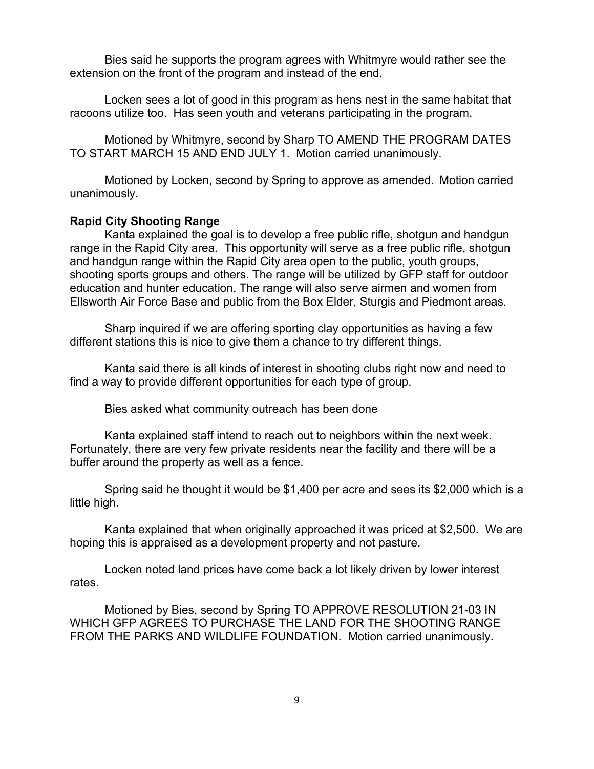Bies said he supports the program agrees with Whitmyre would rather see the extension on the front of the program and instead of the end.

Locken sees a lot of good in this program as hens nest in the same habitat that racoons utilize too. Has seen youth and veterans participating in the program.

Motioned by Whitmyre, second by Sharp TO AMEND THE PROGRAM DATES TO START MARCH 15 AND END JULY 1. Motion carried unanimously.

Motioned by Locken, second by Spring to approve as amended. Motion carried unanimously.

**Rapid City Shooting Range**

Kanta explained the goal is to develop a free public rifle, shotgun and handgun range in the Rapid City area. This opportunity will serve as a free public rifle, shotgun and handgun range within the Rapid City area open to the public, youth groups, shooting sports groups and others. The range will be utilized by GFP staff for outdoor education and hunter education. The range will also serve airmen and women from Ellsworth Air Force Base and public from the Box Elder, Sturgis and Piedmont areas.

Sharp inquired if we are offering sporting clay opportunities as having a few different stations this is nice to give them a chance to try different things.

Kanta said there is all kinds of interest in shooting clubs right now and need to find a way to provide different opportunities for each type of group.

Bies asked what community outreach has been done

Kanta explained staff intend to reach out to neighbors within the next week. Fortunately, there are very few private residents near the facility and there will be a buffer around the property as well as a fence.

Spring said he thought it would be $1,400 per acre and sees its $2,000 which is a little high.

Kanta explained that when originally approached it was priced at $2,500. We are hoping this is appraised as a development property and not pasture.

Locken noted land prices have come back a lot likely driven by lower interest rates.

Motioned by Bies, second by Spring TO APPROVE RESOLUTION 21-03 IN WHICH GFP AGREES TO PURCHASE THE LAND FOR THE SHOOTING RANGE FROM THE PARKS AND WILDLIFE FOUNDATION. Motion carried unanimously.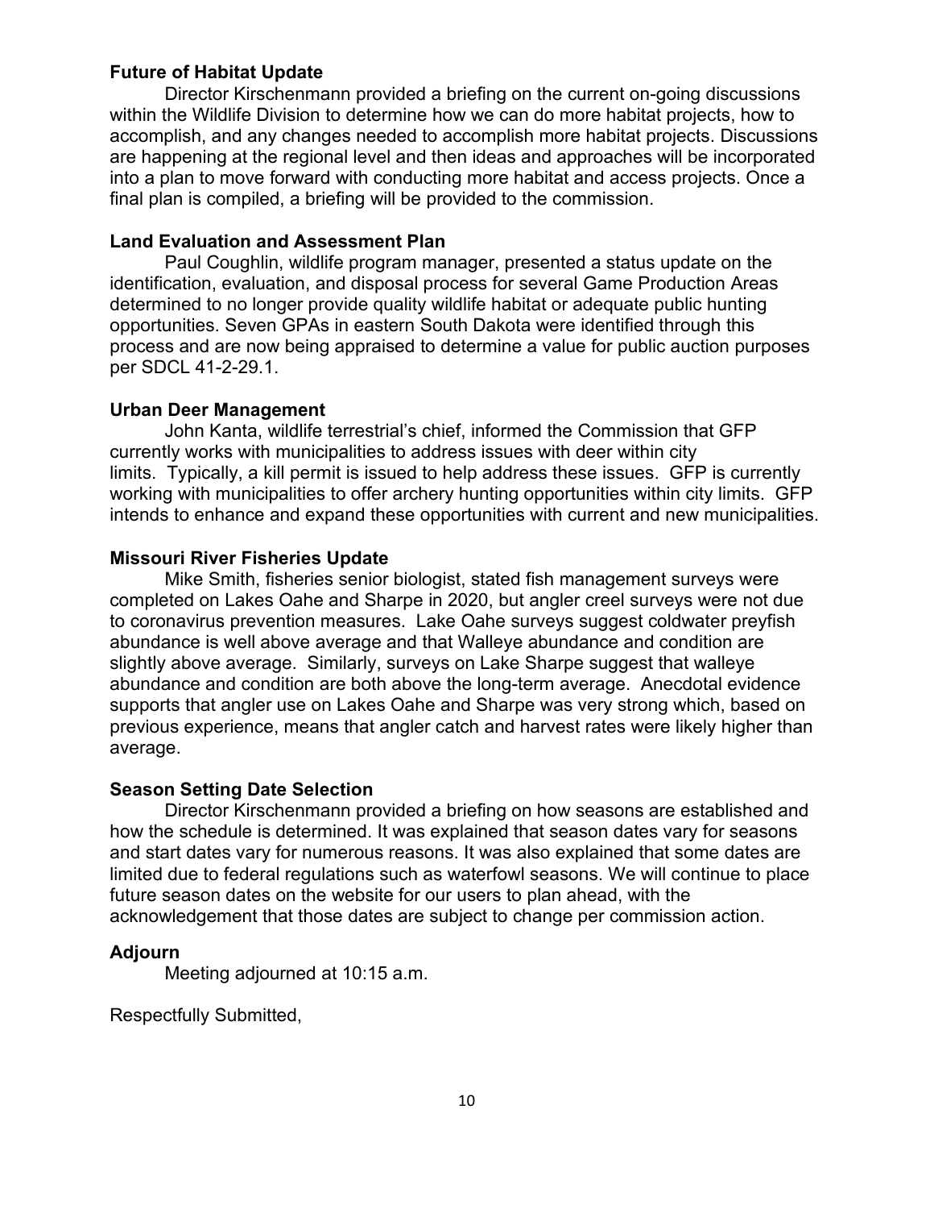**Future of Habitat Update**

Director Kirschenmann provided a briefing on the current on-going discussions within the Wildlife Division to determine how we can do more habitat projects, how to accomplish, and any changes needed to accomplish more habitat projects. Discussions are happening at the regional level and then ideas and approaches will be incorporated into a plan to move forward with conducting more habitat and access projects. Once a final plan is compiled, a briefing will be provided to the commission.

**Land Evaluation and Assessment Plan**

Paul Coughlin, wildlife program manager, presented a status update on the identification, evaluation, and disposal process for several Game Production Areas determined to no longer provide quality wildlife habitat or adequate public hunting opportunities. Seven GPAs in eastern South Dakota were identified through this process and are now being appraised to determine a value for public auction purposes per SDCL 41-2-29.1.

**Urban Deer Management**

John Kanta, wildlife terrestrial's chief, informed the Commission that GFP currently works with municipalities to address issues with deer within city limits. Typically, a kill permit is issued to help address these issues. GFP is currently working with municipalities to offer archery hunting opportunities within city limits. GFP intends to enhance and expand these opportunities with current and new municipalities.

**Missouri River Fisheries Update**

Mike Smith, fisheries senior biologist, stated fish management surveys were completed on Lakes Oahe and Sharpe in 2020, but angler creel surveys were not due to coronavirus prevention measures. Lake Oahe surveys suggest coldwater preyfish abundance is well above average and that Walleye abundance and condition are slightly above average. Similarly, surveys on Lake Sharpe suggest that walleye abundance and condition are both above the long-term average. Anecdotal evidence supports that angler use on Lakes Oahe and Sharpe was very strong which, based on previous experience, means that angler catch and harvest rates were likely higher than average.

**Season Setting Date Selection**

Director Kirschenmann provided a briefing on how seasons are established and how the schedule is determined. It was explained that season dates vary for seasons and start dates vary for numerous reasons. It was also explained that some dates are limited due to federal regulations such as waterfowl seasons. We will continue to place future season dates on the website for our users to plan ahead, with the acknowledgement that those dates are subject to change per commission action.

**Adjourn**

Meeting adjourned at 10:15 a.m.

Respectfully Submitted,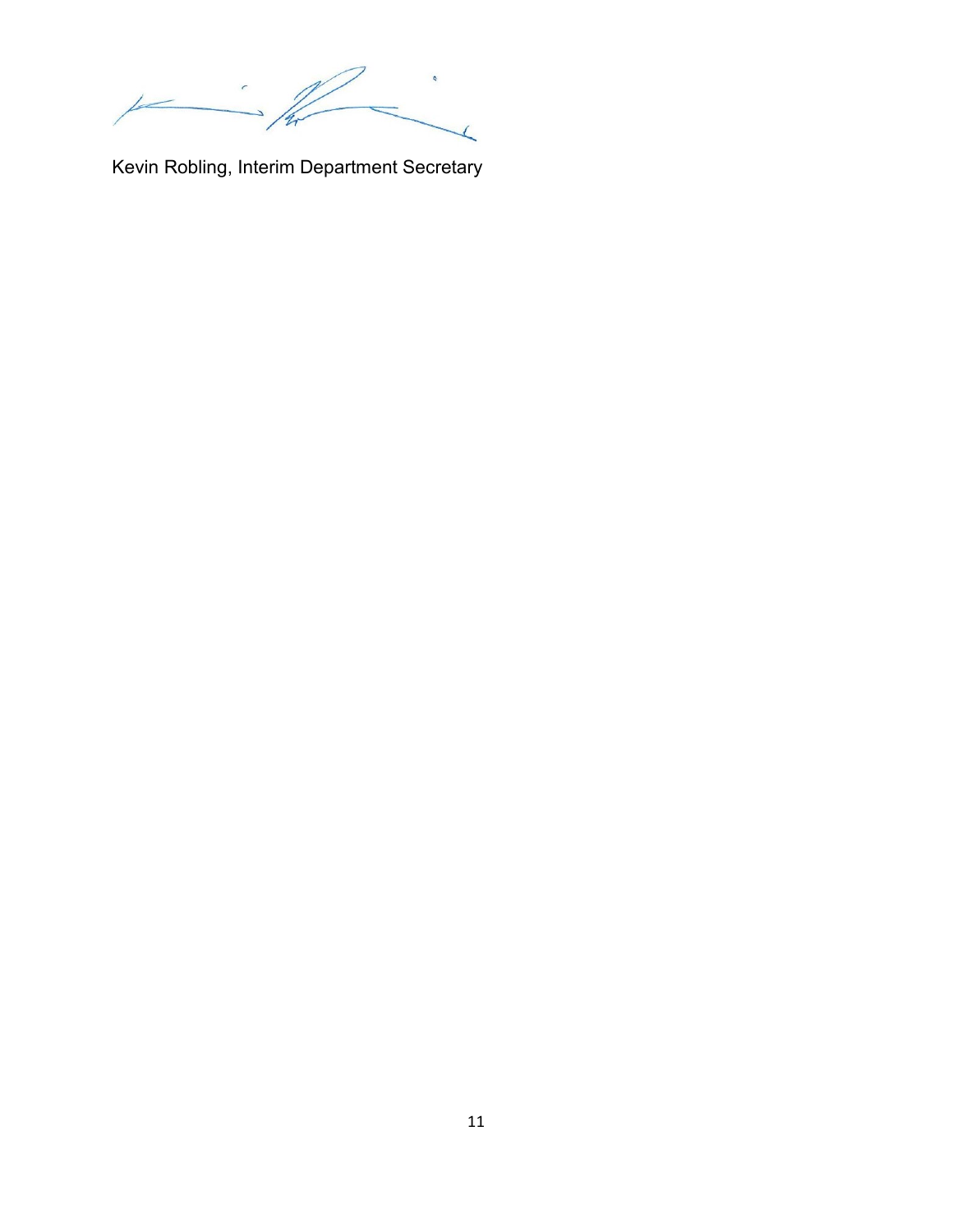Kevin Robling, Interim Department Secretary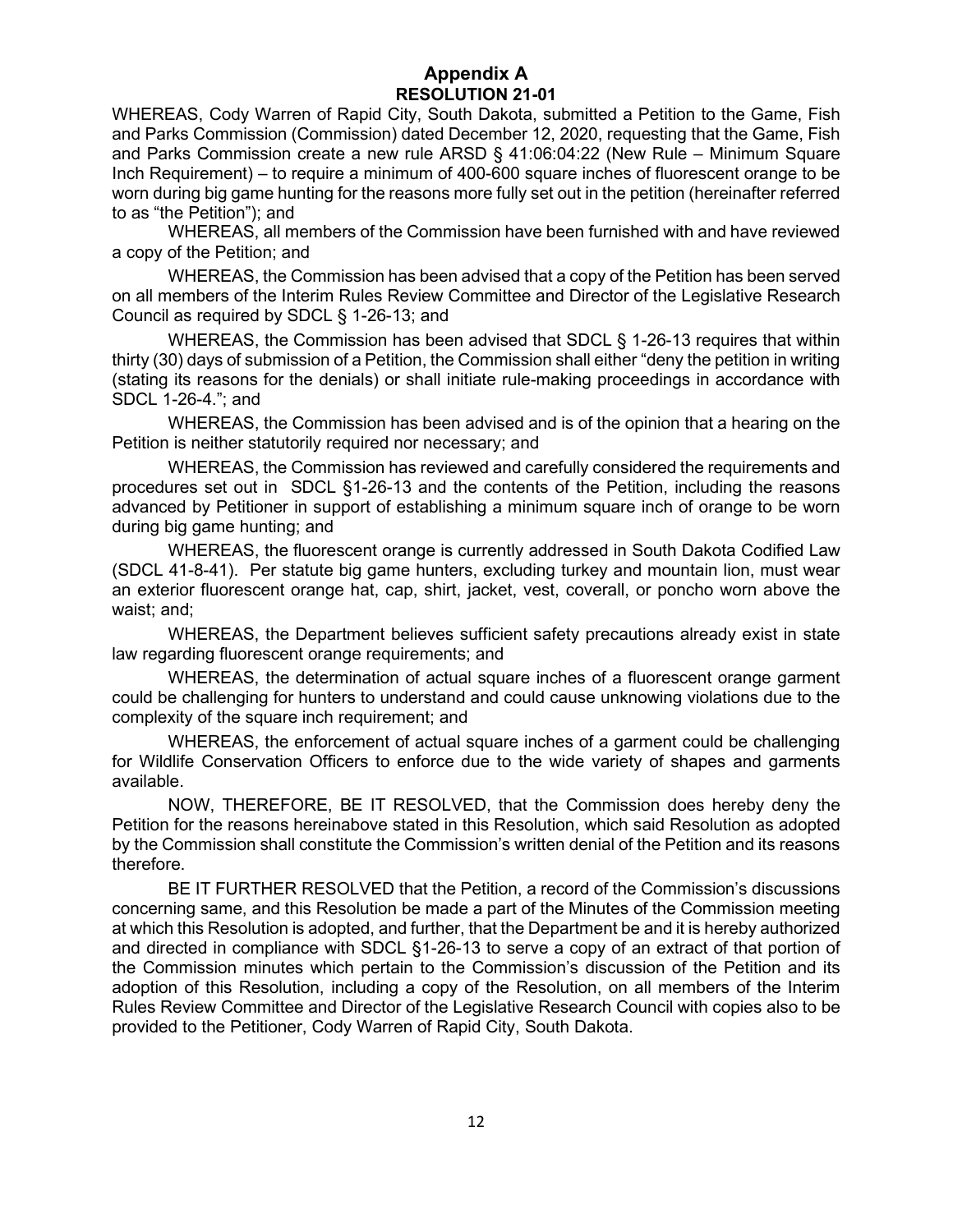# Appendix A
## RESOLUTION 21-01

WHEREAS, Cody Warren of Rapid City, South Dakota, submitted a Petition to the Game, Fish and Parks Commission (Commission) dated December 12, 2020, requesting that the Game, Fish and Parks Commission create a new rule ARSD § 41:06:04:22 (New Rule – Minimum Square Inch Requirement) – to require a minimum of 400-600 square inches of fluorescent orange to be worn during big game hunting for the reasons more fully set out in the petition (hereinafter referred to as "the Petition"); and

WHEREAS, all members of the Commission have been furnished with and have reviewed a copy of the Petition; and

WHEREAS, the Commission has been advised that a copy of the Petition has been served on all members of the Interim Rules Review Committee and Director of the Legislative Research Council as required by SDCL § 1-26-13; and

WHEREAS, the Commission has been advised that SDCL § 1-26-13 requires that within thirty (30) days of submission of a Petition, the Commission shall either "deny the petition in writing (stating its reasons for the denials) or shall initiate rule-making proceedings in accordance with SDCL 1-26-4."; and

WHEREAS, the Commission has been advised and is of the opinion that a hearing on the Petition is neither statutorily required nor necessary; and

WHEREAS, the Commission has reviewed and carefully considered the requirements and procedures set out in SDCL §1-26-13 and the contents of the Petition, including the reasons advanced by Petitioner in support of establishing a minimum square inch of orange to be worn during big game hunting; and

WHEREAS, the fluorescent orange is currently addressed in South Dakota Codified Law (SDCL 41-8-41). Per statute big game hunters, excluding turkey and mountain lion, must wear an exterior fluorescent orange hat, cap, shirt, jacket, vest, coverall, or poncho worn above the waist; and;

WHEREAS, the Department believes sufficient safety precautions already exist in state law regarding fluorescent orange requirements; and

WHEREAS, the determination of actual square inches of a fluorescent orange garment could be challenging for hunters to understand and could cause unknowing violations due to the complexity of the square inch requirement; and

WHEREAS, the enforcement of actual square inches of a garment could be challenging for Wildlife Conservation Officers to enforce due to the wide variety of shapes and garments available.

NOW, THEREFORE, BE IT RESOLVED, that the Commission does hereby deny the Petition for the reasons hereinabove stated in this Resolution, which said Resolution as adopted by the Commission shall constitute the Commission's written denial of the Petition and its reasons therefore.

BE IT FURTHER RESOLVED that the Petition, a record of the Commission's discussions concerning same, and this Resolution be made a part of the Minutes of the Commission meeting at which this Resolution is adopted, and further, that the Department be and it is hereby authorized and directed in compliance with SDCL §1-26-13 to serve a copy of an extract of that portion of the Commission minutes which pertain to the Commission's discussion of the Petition and its adoption of this Resolution, including a copy of the Resolution, on all members of the Interim Rules Review Committee and Director of the Legislative Research Council with copies also to be provided to the Petitioner, Cody Warren of Rapid City, South Dakota.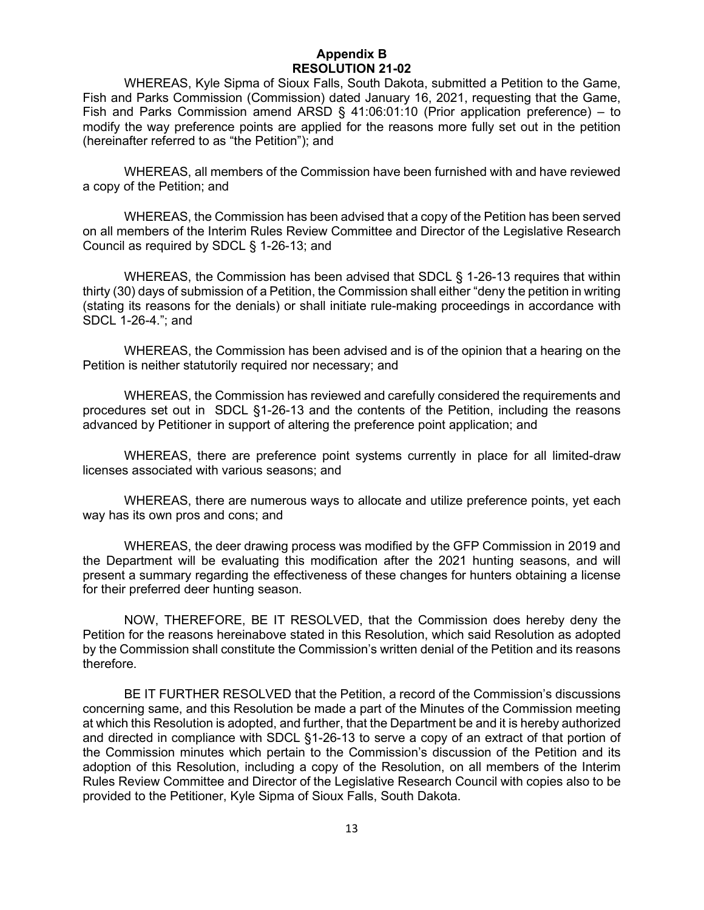# Appendix B
# RESOLUTION 21-02

WHEREAS, Kyle Sipma of Sioux Falls, South Dakota, submitted a Petition to the Game, Fish and Parks Commission (Commission) dated January 16, 2021, requesting that the Game, Fish and Parks Commission amend ARSD § 41:06:01:10 (Prior application preference) – to modify the way preference points are applied for the reasons more fully set out in the petition (hereinafter referred to as "the Petition"); and

WHEREAS, all members of the Commission have been furnished with and have reviewed a copy of the Petition; and

WHEREAS, the Commission has been advised that a copy of the Petition has been served on all members of the Interim Rules Review Committee and Director of the Legislative Research Council as required by SDCL § 1-26-13; and

WHEREAS, the Commission has been advised that SDCL § 1-26-13 requires that within thirty (30) days of submission of a Petition, the Commission shall either "deny the petition in writing (stating its reasons for the denials) or shall initiate rule-making proceedings in accordance with SDCL 1-26-4."; and

WHEREAS, the Commission has been advised and is of the opinion that a hearing on the Petition is neither statutorily required nor necessary; and

WHEREAS, the Commission has reviewed and carefully considered the requirements and procedures set out in SDCL §1-26-13 and the contents of the Petition, including the reasons advanced by Petitioner in support of altering the preference point application; and

WHEREAS, there are preference point systems currently in place for all limited-draw licenses associated with various seasons; and

WHEREAS, there are numerous ways to allocate and utilize preference points, yet each way has its own pros and cons; and

WHEREAS, the deer drawing process was modified by the GFP Commission in 2019 and the Department will be evaluating this modification after the 2021 hunting seasons, and will present a summary regarding the effectiveness of these changes for hunters obtaining a license for their preferred deer hunting season.

NOW, THEREFORE, BE IT RESOLVED, that the Commission does hereby deny the Petition for the reasons hereinabove stated in this Resolution, which said Resolution as adopted by the Commission shall constitute the Commission's written denial of the Petition and its reasons therefore.

BE IT FURTHER RESOLVED that the Petition, a record of the Commission's discussions concerning same, and this Resolution be made a part of the Minutes of the Commission meeting at which this Resolution is adopted, and further, that the Department be and it is hereby authorized and directed in compliance with SDCL §1-26-13 to serve a copy of an extract of that portion of the Commission minutes which pertain to the Commission's discussion of the Petition and its adoption of this Resolution, including a copy of the Resolution, on all members of the Interim Rules Review Committee and Director of the Legislative Research Council with copies also to be provided to the Petitioner, Kyle Sipma of Sioux Falls, South Dakota.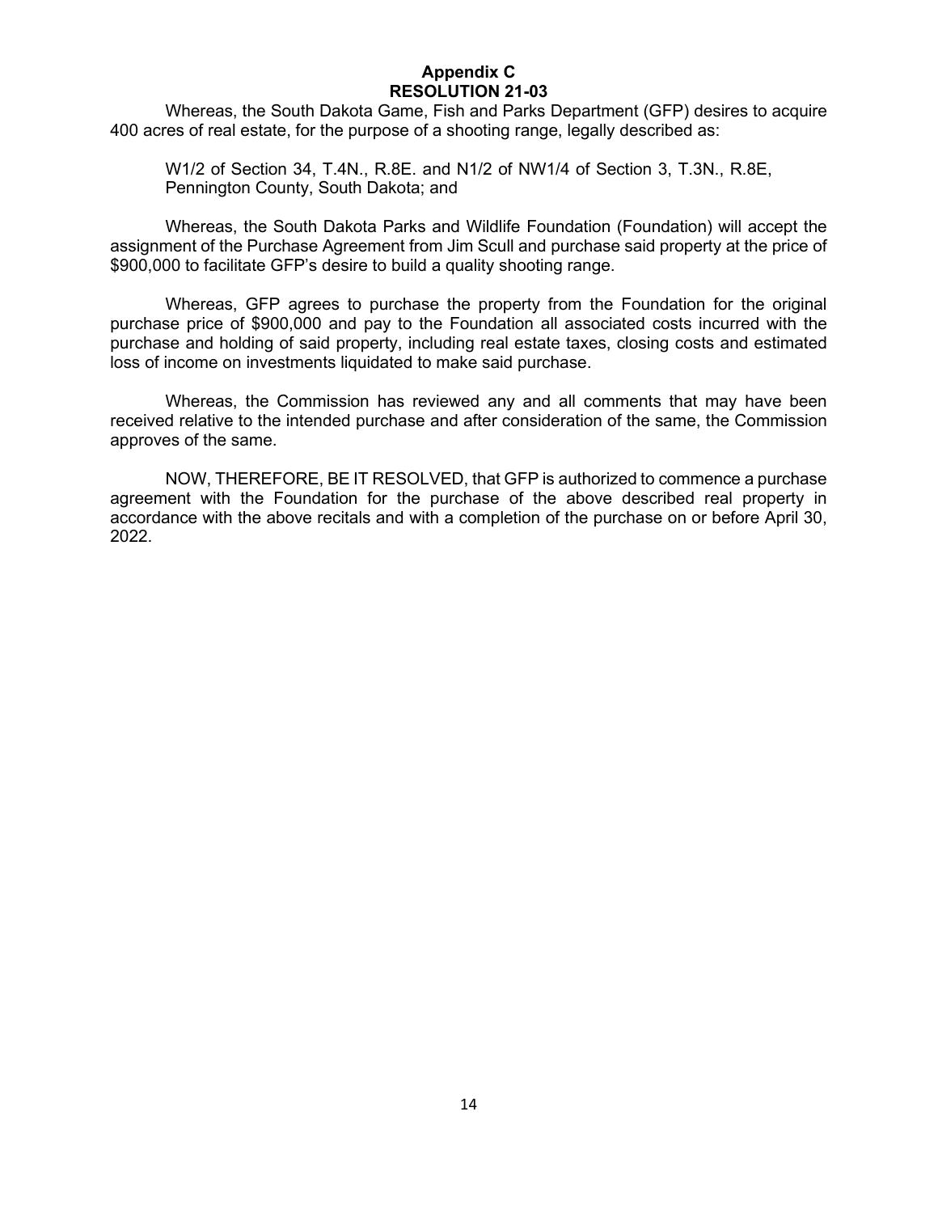## Appendix C
## RESOLUTION 21-03

Whereas, the South Dakota Game, Fish and Parks Department (GFP) desires to acquire 400 acres of real estate, for the purpose of a shooting range, legally described as:

> W1/2 of Section 34, T.4N., R.8E. and N1/2 of NW1/4 of Section 3, T.3N., R.8E, Pennington County, South Dakota; and

Whereas, the South Dakota Parks and Wildlife Foundation (Foundation) will accept the assignment of the Purchase Agreement from Jim Scull and purchase said property at the price of $900,000 to facilitate GFP's desire to build a quality shooting range.

Whereas, GFP agrees to purchase the property from the Foundation for the original purchase price of $900,000 and pay to the Foundation all associated costs incurred with the purchase and holding of said property, including real estate taxes, closing costs and estimated loss of income on investments liquidated to make said purchase.

Whereas, the Commission has reviewed any and all comments that may have been received relative to the intended purchase and after consideration of the same, the Commission approves of the same.

NOW, THEREFORE, BE IT RESOLVED, that GFP is authorized to commence a purchase agreement with the Foundation for the purchase of the above described real property in accordance with the above recitals and with a completion of the purchase on or before April 30, 2022.